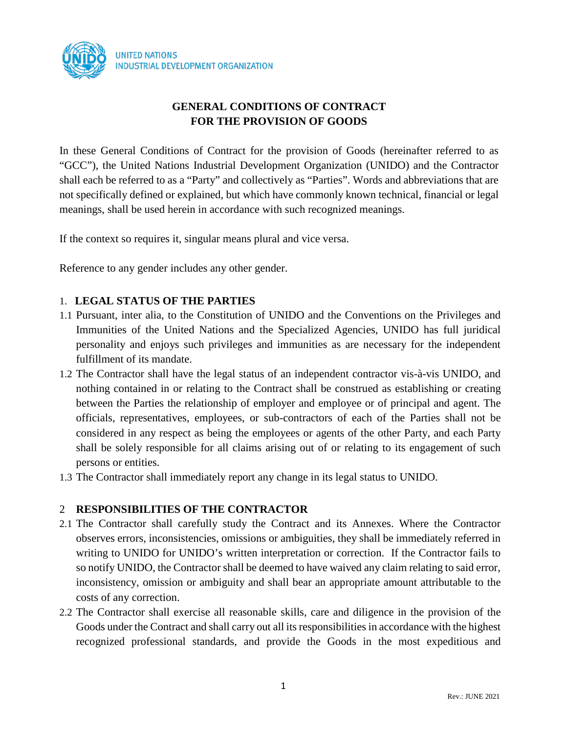UNITED NATIONS
INDUSTRIAL DEVELOPMENT ORGANIZATION

# GENERAL CONDITIONS OF CONTRACT FOR THE PROVISION OF GOODS

In these General Conditions of Contract for the provision of Goods (hereinafter referred to as "GCC"), the United Nations Industrial Development Organization (UNIDO) and the Contractor shall each be referred to as a "Party" and collectively as "Parties". Words and abbreviations that are not specifically defined or explained, but which have commonly known technical, financial or legal meanings, shall be used herein in accordance with such recognized meanings.

If the context so requires it, singular means plural and vice versa.

Reference to any gender includes any other gender.

## 1. LEGAL STATUS OF THE PARTIES

1.1 Pursuant, inter alia, to the Constitution of UNIDO and the Conventions on the Privileges and Immunities of the United Nations and the Specialized Agencies, UNIDO has full juridical personality and enjoys such privileges and immunities as are necessary for the independent fulfillment of its mandate.

1.2 The Contractor shall have the legal status of an independent contractor vis-à-vis UNIDO, and nothing contained in or relating to the Contract shall be construed as establishing or creating between the Parties the relationship of employer and employee or of principal and agent. The officials, representatives, employees, or sub-contractors of each of the Parties shall not be considered in any respect as being the employees or agents of the other Party, and each Party shall be solely responsible for all claims arising out of or relating to its engagement of such persons or entities.

1.3 The Contractor shall immediately report any change in its legal status to UNIDO.

## 2 RESPONSIBILITIES OF THE CONTRACTOR

2.1 The Contractor shall carefully study the Contract and its Annexes. Where the Contractor observes errors, inconsistencies, omissions or ambiguities, they shall be immediately referred in writing to UNIDO for UNIDO's written interpretation or correction. If the Contractor fails to so notify UNIDO, the Contractor shall be deemed to have waived any claim relating to said error, inconsistency, omission or ambiguity and shall bear an appropriate amount attributable to the costs of any correction.

2.2 The Contractor shall exercise all reasonable skills, care and diligence in the provision of the Goods under the Contract and shall carry out all its responsibilities in accordance with the highest recognized professional standards, and provide the Goods in the most expeditious and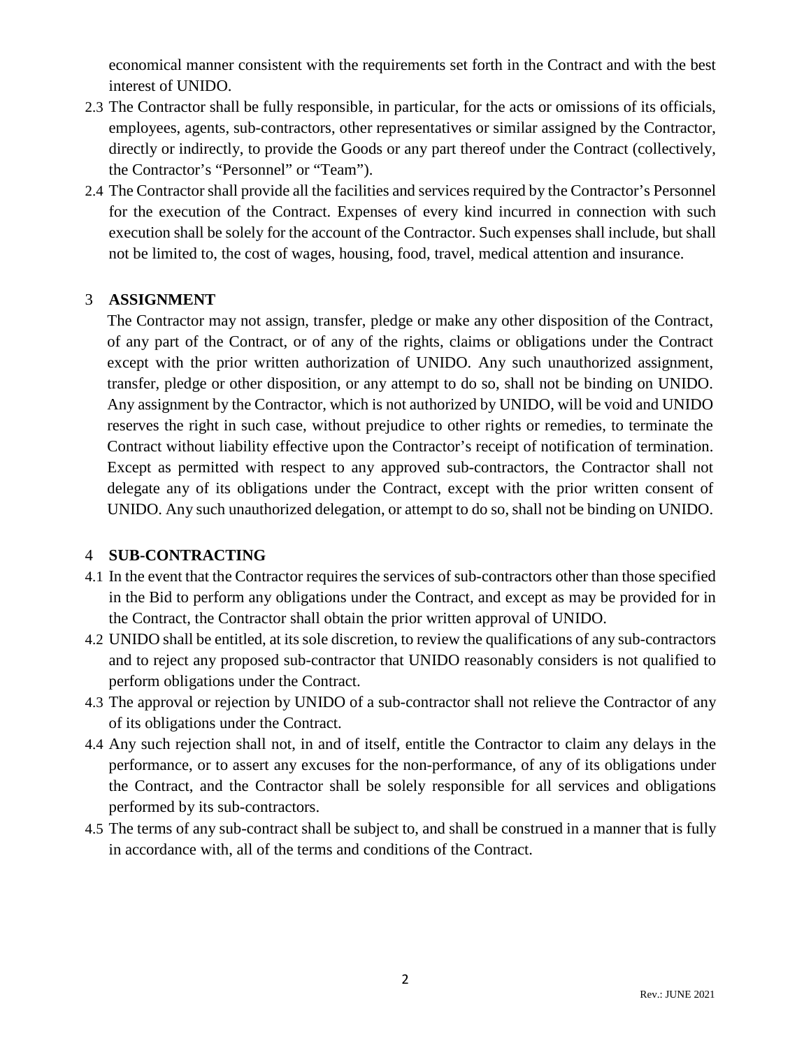economical manner consistent with the requirements set forth in the Contract and with the best interest of UNIDO.

2.3 The Contractor shall be fully responsible, in particular, for the acts or omissions of its officials, employees, agents, sub-contractors, other representatives or similar assigned by the Contractor, directly or indirectly, to provide the Goods or any part thereof under the Contract (collectively, the Contractor's "Personnel" or "Team").

2.4 The Contractor shall provide all the facilities and services required by the Contractor's Personnel for the execution of the Contract. Expenses of every kind incurred in connection with such execution shall be solely for the account of the Contractor. Such expenses shall include, but shall not be limited to, the cost of wages, housing, food, travel, medical attention and insurance.

## 3 ASSIGNMENT

The Contractor may not assign, transfer, pledge or make any other disposition of the Contract, of any part of the Contract, or of any of the rights, claims or obligations under the Contract except with the prior written authorization of UNIDO. Any such unauthorized assignment, transfer, pledge or other disposition, or any attempt to do so, shall not be binding on UNIDO. Any assignment by the Contractor, which is not authorized by UNIDO, will be void and UNIDO reserves the right in such case, without prejudice to other rights or remedies, to terminate the Contract without liability effective upon the Contractor's receipt of notification of termination. Except as permitted with respect to any approved sub-contractors, the Contractor shall not delegate any of its obligations under the Contract, except with the prior written consent of UNIDO. Any such unauthorized delegation, or attempt to do so, shall not be binding on UNIDO.

## 4 SUB-CONTRACTING

4.1 In the event that the Contractor requires the services of sub-contractors other than those specified in the Bid to perform any obligations under the Contract, and except as may be provided for in the Contract, the Contractor shall obtain the prior written approval of UNIDO.

4.2 UNIDO shall be entitled, at its sole discretion, to review the qualifications of any sub-contractors and to reject any proposed sub-contractor that UNIDO reasonably considers is not qualified to perform obligations under the Contract.

4.3 The approval or rejection by UNIDO of a sub-contractor shall not relieve the Contractor of any of its obligations under the Contract.

4.4 Any such rejection shall not, in and of itself, entitle the Contractor to claim any delays in the performance, or to assert any excuses for the non-performance, of any of its obligations under the Contract, and the Contractor shall be solely responsible for all services and obligations performed by its sub-contractors.

4.5 The terms of any sub-contract shall be subject to, and shall be construed in a manner that is fully in accordance with, all of the terms and conditions of the Contract.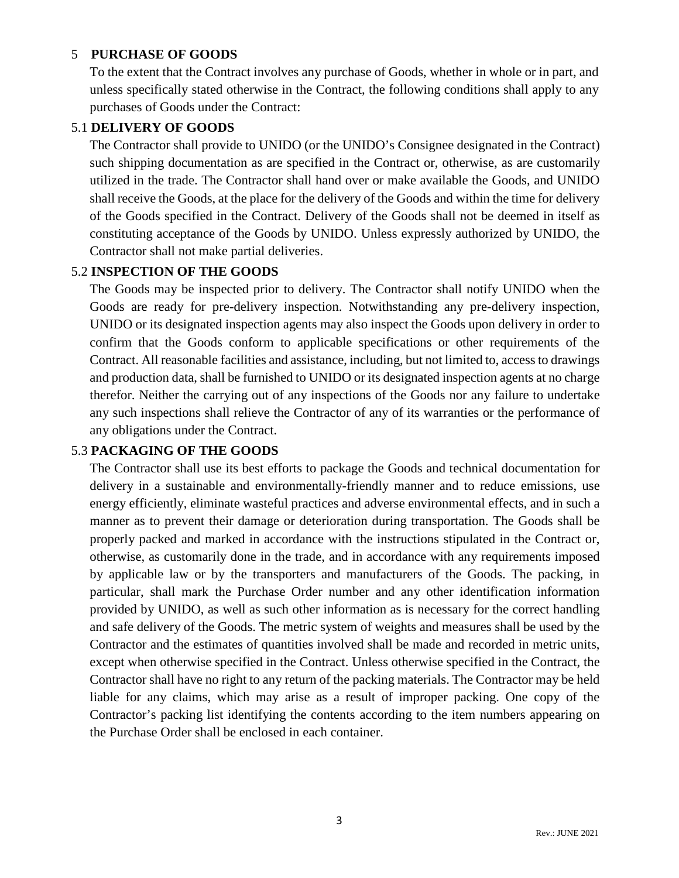## 5 PURCHASE OF GOODS

To the extent that the Contract involves any purchase of Goods, whether in whole or in part, and unless specifically stated otherwise in the Contract, the following conditions shall apply to any purchases of Goods under the Contract:

### 5.1 DELIVERY OF GOODS

The Contractor shall provide to UNIDO (or the UNIDO's Consignee designated in the Contract) such shipping documentation as are specified in the Contract or, otherwise, as are customarily utilized in the trade. The Contractor shall hand over or make available the Goods, and UNIDO shall receive the Goods, at the place for the delivery of the Goods and within the time for delivery of the Goods specified in the Contract. Delivery of the Goods shall not be deemed in itself as constituting acceptance of the Goods by UNIDO. Unless expressly authorized by UNIDO, the Contractor shall not make partial deliveries.

### 5.2 INSPECTION OF THE GOODS

The Goods may be inspected prior to delivery. The Contractor shall notify UNIDO when the Goods are ready for pre-delivery inspection. Notwithstanding any pre-delivery inspection, UNIDO or its designated inspection agents may also inspect the Goods upon delivery in order to confirm that the Goods conform to applicable specifications or other requirements of the Contract. All reasonable facilities and assistance, including, but not limited to, access to drawings and production data, shall be furnished to UNIDO or its designated inspection agents at no charge therefor. Neither the carrying out of any inspections of the Goods nor any failure to undertake any such inspections shall relieve the Contractor of any of its warranties or the performance of any obligations under the Contract.

### 5.3 PACKAGING OF THE GOODS

The Contractor shall use its best efforts to package the Goods and technical documentation for delivery in a sustainable and environmentally-friendly manner and to reduce emissions, use energy efficiently, eliminate wasteful practices and adverse environmental effects, and in such a manner as to prevent their damage or deterioration during transportation. The Goods shall be properly packed and marked in accordance with the instructions stipulated in the Contract or, otherwise, as customarily done in the trade, and in accordance with any requirements imposed by applicable law or by the transporters and manufacturers of the Goods. The packing, in particular, shall mark the Purchase Order number and any other identification information provided by UNIDO, as well as such other information as is necessary for the correct handling and safe delivery of the Goods. The metric system of weights and measures shall be used by the Contractor and the estimates of quantities involved shall be made and recorded in metric units, except when otherwise specified in the Contract. Unless otherwise specified in the Contract, the Contractor shall have no right to any return of the packing materials. The Contractor may be held liable for any claims, which may arise as a result of improper packing. One copy of the Contractor's packing list identifying the contents according to the item numbers appearing on the Purchase Order shall be enclosed in each container.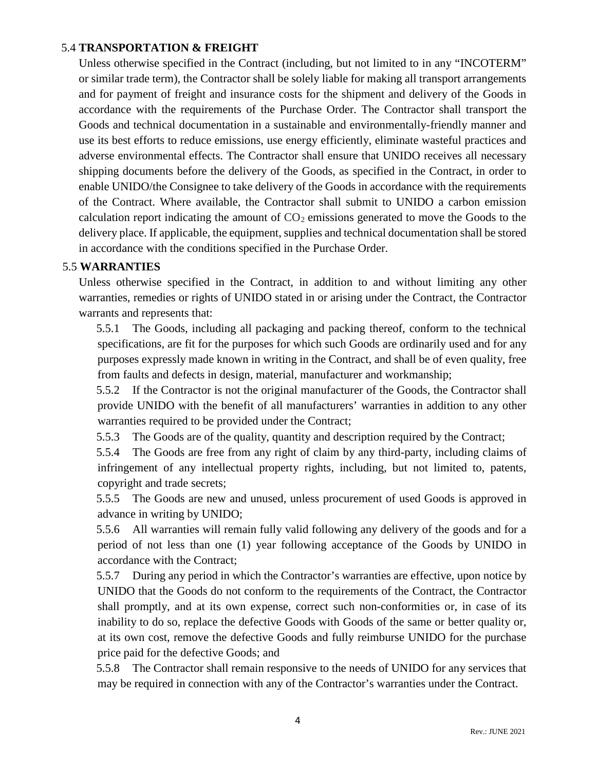## 5.4 TRANSPORTATION & FREIGHT

Unless otherwise specified in the Contract (including, but not limited to in any "INCOTERM" or similar trade term), the Contractor shall be solely liable for making all transport arrangements and for payment of freight and insurance costs for the shipment and delivery of the Goods in accordance with the requirements of the Purchase Order. The Contractor shall transport the Goods and technical documentation in a sustainable and environmentally-friendly manner and use its best efforts to reduce emissions, use energy efficiently, eliminate wasteful practices and adverse environmental effects. The Contractor shall ensure that UNIDO receives all necessary shipping documents before the delivery of the Goods, as specified in the Contract, in order to enable UNIDO/the Consignee to take delivery of the Goods in accordance with the requirements of the Contract. Where available, the Contractor shall submit to UNIDO a carbon emission calculation report indicating the amount of $CO_2$ emissions generated to move the Goods to the delivery place. If applicable, the equipment, supplies and technical documentation shall be stored in accordance with the conditions specified in the Purchase Order.

## 5.5 WARRANTIES

Unless otherwise specified in the Contract, in addition to and without limiting any other warranties, remedies or rights of UNIDO stated in or arising under the Contract, the Contractor warrants and represents that:

5.5.1 The Goods, including all packaging and packing thereof, conform to the technical specifications, are fit for the purposes for which such Goods are ordinarily used and for any purposes expressly made known in writing in the Contract, and shall be of even quality, free from faults and defects in design, material, manufacturer and workmanship;

5.5.2 If the Contractor is not the original manufacturer of the Goods, the Contractor shall provide UNIDO with the benefit of all manufacturers' warranties in addition to any other warranties required to be provided under the Contract;

5.5.3 The Goods are of the quality, quantity and description required by the Contract;

5.5.4 The Goods are free from any right of claim by any third-party, including claims of infringement of any intellectual property rights, including, but not limited to, patents, copyright and trade secrets;

5.5.5 The Goods are new and unused, unless procurement of used Goods is approved in advance in writing by UNIDO;

5.5.6 All warranties will remain fully valid following any delivery of the goods and for a period of not less than one (1) year following acceptance of the Goods by UNIDO in accordance with the Contract;

5.5.7 During any period in which the Contractor's warranties are effective, upon notice by UNIDO that the Goods do not conform to the requirements of the Contract, the Contractor shall promptly, and at its own expense, correct such non-conformities or, in case of its inability to do so, replace the defective Goods with Goods of the same or better quality or, at its own cost, remove the defective Goods and fully reimburse UNIDO for the purchase price paid for the defective Goods; and

5.5.8 The Contractor shall remain responsive to the needs of UNIDO for any services that may be required in connection with any of the Contractor's warranties under the Contract.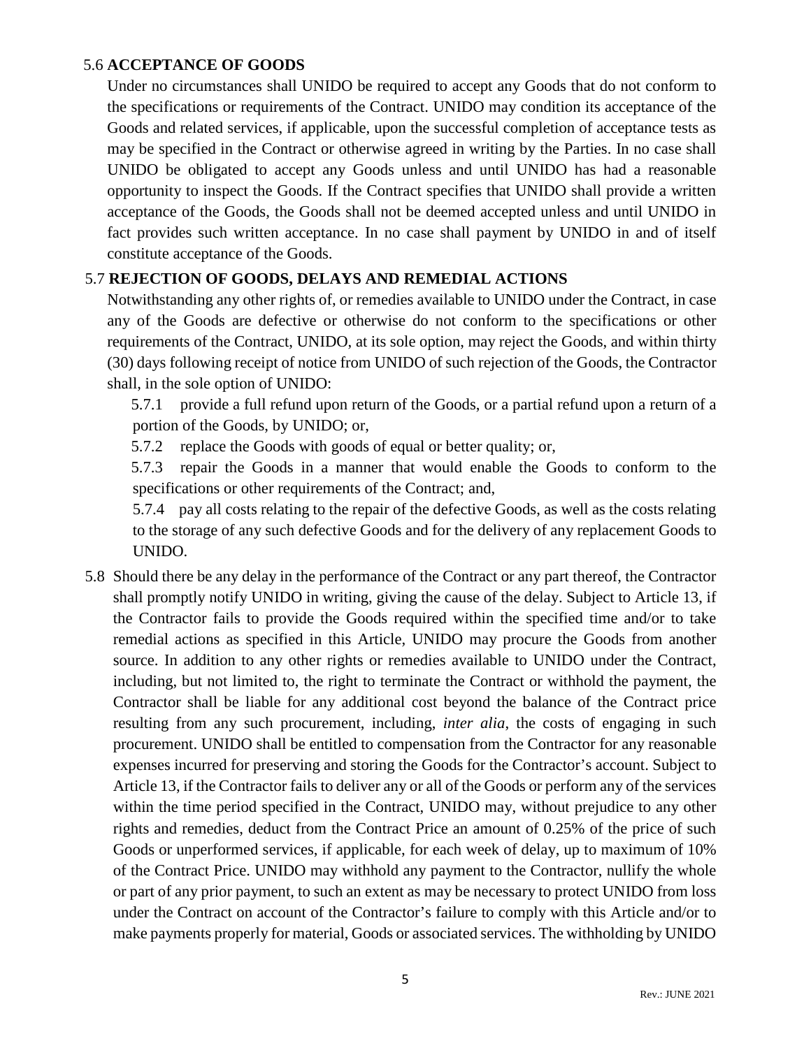### 5.6 **ACCEPTANCE OF GOODS**

Under no circumstances shall UNIDO be required to accept any Goods that do not conform to the specifications or requirements of the Contract. UNIDO may condition its acceptance of the Goods and related services, if applicable, upon the successful completion of acceptance tests as may be specified in the Contract or otherwise agreed in writing by the Parties. In no case shall UNIDO be obligated to accept any Goods unless and until UNIDO has had a reasonable opportunity to inspect the Goods. If the Contract specifies that UNIDO shall provide a written acceptance of the Goods, the Goods shall not be deemed accepted unless and until UNIDO in fact provides such written acceptance. In no case shall payment by UNIDO in and of itself constitute acceptance of the Goods.

### 5.7 **REJECTION OF GOODS, DELAYS AND REMEDIAL ACTIONS**

Notwithstanding any other rights of, or remedies available to UNIDO under the Contract, in case any of the Goods are defective or otherwise do not conform to the specifications or other requirements of the Contract, UNIDO, at its sole option, may reject the Goods, and within thirty (30) days following receipt of notice from UNIDO of such rejection of the Goods, the Contractor shall, in the sole option of UNIDO:

5.7.1 provide a full refund upon return of the Goods, or a partial refund upon a return of a portion of the Goods, by UNIDO; or,

5.7.2 replace the Goods with goods of equal or better quality; or,

5.7.3 repair the Goods in a manner that would enable the Goods to conform to the specifications or other requirements of the Contract; and,

5.7.4 pay all costs relating to the repair of the defective Goods, as well as the costs relating to the storage of any such defective Goods and for the delivery of any replacement Goods to UNIDO.

5.8 Should there be any delay in the performance of the Contract or any part thereof, the Contractor shall promptly notify UNIDO in writing, giving the cause of the delay. Subject to Article 13, if the Contractor fails to provide the Goods required within the specified time and/or to take remedial actions as specified in this Article, UNIDO may procure the Goods from another source. In addition to any other rights or remedies available to UNIDO under the Contract, including, but not limited to, the right to terminate the Contract or withhold the payment, the Contractor shall be liable for any additional cost beyond the balance of the Contract price resulting from any such procurement, including, *inter alia*, the costs of engaging in such procurement. UNIDO shall be entitled to compensation from the Contractor for any reasonable expenses incurred for preserving and storing the Goods for the Contractor's account. Subject to Article 13, if the Contractor fails to deliver any or all of the Goods or perform any of the services within the time period specified in the Contract, UNIDO may, without prejudice to any other rights and remedies, deduct from the Contract Price an amount of 0.25% of the price of such Goods or unperformed services, if applicable, for each week of delay, up to maximum of 10% of the Contract Price. UNIDO may withhold any payment to the Contractor, nullify the whole or part of any prior payment, to such an extent as may be necessary to protect UNIDO from loss under the Contract on account of the Contractor's failure to comply with this Article and/or to make payments properly for material, Goods or associated services. The withholding by UNIDO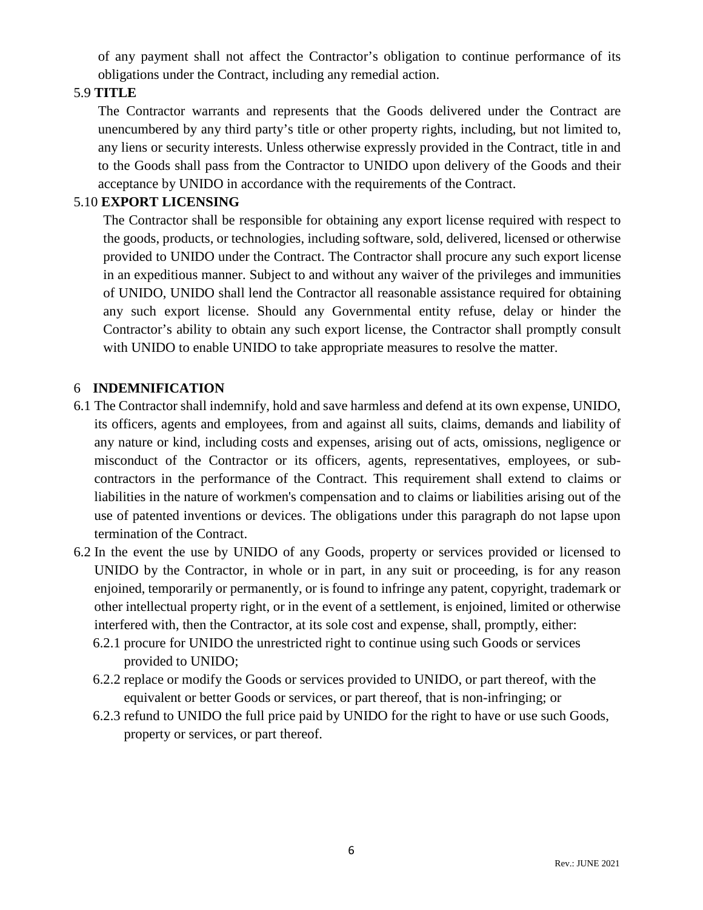of any payment shall not affect the Contractor's obligation to continue performance of its obligations under the Contract, including any remedial action.

5.9 **TITLE**

The Contractor warrants and represents that the Goods delivered under the Contract are unencumbered by any third party's title or other property rights, including, but not limited to, any liens or security interests. Unless otherwise expressly provided in the Contract, title in and to the Goods shall pass from the Contractor to UNIDO upon delivery of the Goods and their acceptance by UNIDO in accordance with the requirements of the Contract.

5.10 **EXPORT LICENSING**

The Contractor shall be responsible for obtaining any export license required with respect to the goods, products, or technologies, including software, sold, delivered, licensed or otherwise provided to UNIDO under the Contract. The Contractor shall procure any such export license in an expeditious manner. Subject to and without any waiver of the privileges and immunities of UNIDO, UNIDO shall lend the Contractor all reasonable assistance required for obtaining any such export license. Should any Governmental entity refuse, delay or hinder the Contractor's ability to obtain any such export license, the Contractor shall promptly consult with UNIDO to enable UNIDO to take appropriate measures to resolve the matter.

## 6 INDEMNIFICATION

6.1 The Contractor shall indemnify, hold and save harmless and defend at its own expense, UNIDO, its officers, agents and employees, from and against all suits, claims, demands and liability of any nature or kind, including costs and expenses, arising out of acts, omissions, negligence or misconduct of the Contractor or its officers, agents, representatives, employees, or sub-contractors in the performance of the Contract. This requirement shall extend to claims or liabilities in the nature of workmen's compensation and to claims or liabilities arising out of the use of patented inventions or devices. The obligations under this paragraph do not lapse upon termination of the Contract.

6.2 In the event the use by UNIDO of any Goods, property or services provided or licensed to UNIDO by the Contractor, in whole or in part, in any suit or proceeding, is for any reason enjoined, temporarily or permanently, or is found to infringe any patent, copyright, trademark or other intellectual property right, or in the event of a settlement, is enjoined, limited or otherwise interfered with, then the Contractor, at its sole cost and expense, shall, promptly, either:

6.2.1 procure for UNIDO the unrestricted right to continue using such Goods or services provided to UNIDO;

6.2.2 replace or modify the Goods or services provided to UNIDO, or part thereof, with the equivalent or better Goods or services, or part thereof, that is non-infringing; or

6.2.3 refund to UNIDO the full price paid by UNIDO for the right to have or use such Goods, property or services, or part thereof.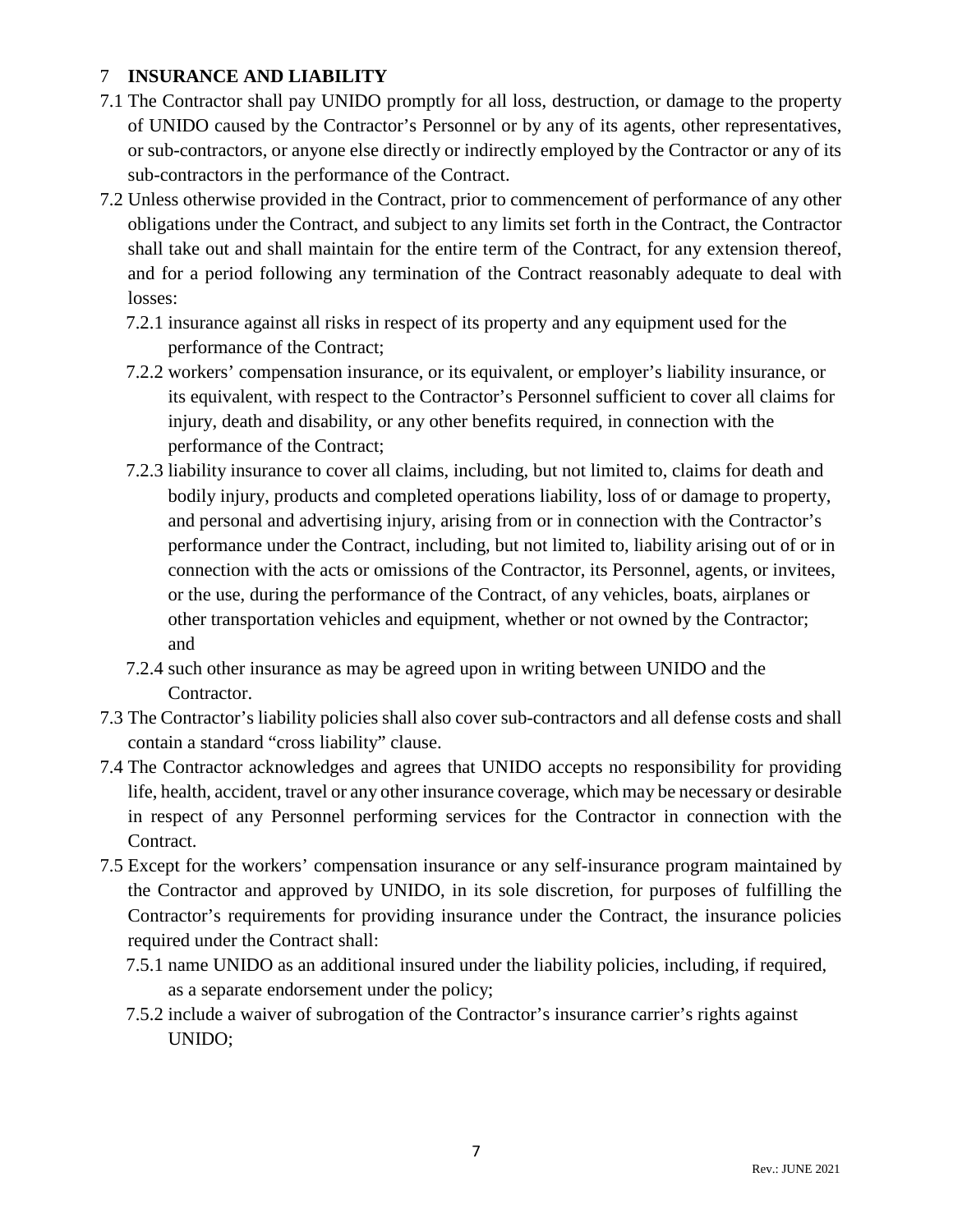## 7 INSURANCE AND LIABILITY

7.1 The Contractor shall pay UNIDO promptly for all loss, destruction, or damage to the property of UNIDO caused by the Contractor's Personnel or by any of its agents, other representatives, or sub-contractors, or anyone else directly or indirectly employed by the Contractor or any of its sub-contractors in the performance of the Contract.

7.2 Unless otherwise provided in the Contract, prior to commencement of performance of any other obligations under the Contract, and subject to any limits set forth in the Contract, the Contractor shall take out and shall maintain for the entire term of the Contract, for any extension thereof, and for a period following any termination of the Contract reasonably adequate to deal with losses:

- 7.2.1 insurance against all risks in respect of its property and any equipment used for the performance of the Contract;
- 7.2.2 workers' compensation insurance, or its equivalent, or employer's liability insurance, or its equivalent, with respect to the Contractor's Personnel sufficient to cover all claims for injury, death and disability, or any other benefits required, in connection with the performance of the Contract;
- 7.2.3 liability insurance to cover all claims, including, but not limited to, claims for death and bodily injury, products and completed operations liability, loss of or damage to property, and personal and advertising injury, arising from or in connection with the Contractor's performance under the Contract, including, but not limited to, liability arising out of or in connection with the acts or omissions of the Contractor, its Personnel, agents, or invitees, or the use, during the performance of the Contract, of any vehicles, boats, airplanes or other transportation vehicles and equipment, whether or not owned by the Contractor; and
- 7.2.4 such other insurance as may be agreed upon in writing between UNIDO and the Contractor.

7.3 The Contractor's liability policies shall also cover sub-contractors and all defense costs and shall contain a standard "cross liability" clause.

7.4 The Contractor acknowledges and agrees that UNIDO accepts no responsibility for providing life, health, accident, travel or any other insurance coverage, which may be necessary or desirable in respect of any Personnel performing services for the Contractor in connection with the Contract.

7.5 Except for the workers' compensation insurance or any self-insurance program maintained by the Contractor and approved by UNIDO, in its sole discretion, for purposes of fulfilling the Contractor's requirements for providing insurance under the Contract, the insurance policies required under the Contract shall:

- 7.5.1 name UNIDO as an additional insured under the liability policies, including, if required, as a separate endorsement under the policy;
- 7.5.2 include a waiver of subrogation of the Contractor's insurance carrier's rights against UNIDO;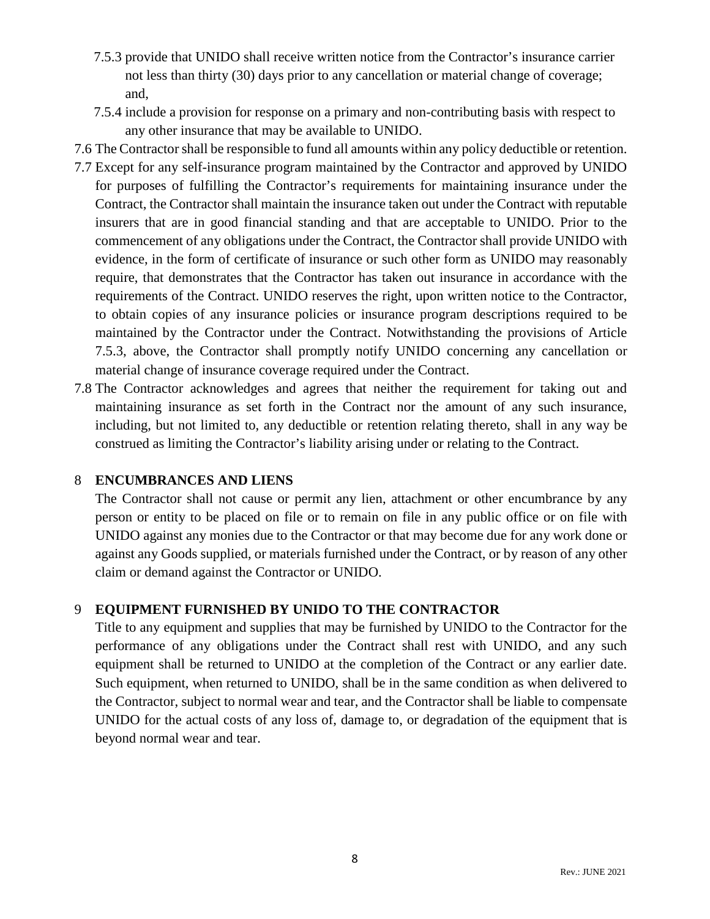7.5.3 provide that UNIDO shall receive written notice from the Contractor's insurance carrier not less than thirty (30) days prior to any cancellation or material change of coverage; and,

7.5.4 include a provision for response on a primary and non-contributing basis with respect to any other insurance that may be available to UNIDO.

7.6 The Contractor shall be responsible to fund all amounts within any policy deductible or retention.

7.7 Except for any self-insurance program maintained by the Contractor and approved by UNIDO for purposes of fulfilling the Contractor's requirements for maintaining insurance under the Contract, the Contractor shall maintain the insurance taken out under the Contract with reputable insurers that are in good financial standing and that are acceptable to UNIDO. Prior to the commencement of any obligations under the Contract, the Contractor shall provide UNIDO with evidence, in the form of certificate of insurance or such other form as UNIDO may reasonably require, that demonstrates that the Contractor has taken out insurance in accordance with the requirements of the Contract. UNIDO reserves the right, upon written notice to the Contractor, to obtain copies of any insurance policies or insurance program descriptions required to be maintained by the Contractor under the Contract. Notwithstanding the provisions of Article 7.5.3, above, the Contractor shall promptly notify UNIDO concerning any cancellation or material change of insurance coverage required under the Contract.

7.8 The Contractor acknowledges and agrees that neither the requirement for taking out and maintaining insurance as set forth in the Contract nor the amount of any such insurance, including, but not limited to, any deductible or retention relating thereto, shall in any way be construed as limiting the Contractor's liability arising under or relating to the Contract.

## 8 ENCUMBRANCES AND LIENS

The Contractor shall not cause or permit any lien, attachment or other encumbrance by any person or entity to be placed on file or to remain on file in any public office or on file with UNIDO against any monies due to the Contractor or that may become due for any work done or against any Goods supplied, or materials furnished under the Contract, or by reason of any other claim or demand against the Contractor or UNIDO.

## 9 EQUIPMENT FURNISHED BY UNIDO TO THE CONTRACTOR

Title to any equipment and supplies that may be furnished by UNIDO to the Contractor for the performance of any obligations under the Contract shall rest with UNIDO, and any such equipment shall be returned to UNIDO at the completion of the Contract or any earlier date. Such equipment, when returned to UNIDO, shall be in the same condition as when delivered to the Contractor, subject to normal wear and tear, and the Contractor shall be liable to compensate UNIDO for the actual costs of any loss of, damage to, or degradation of the equipment that is beyond normal wear and tear.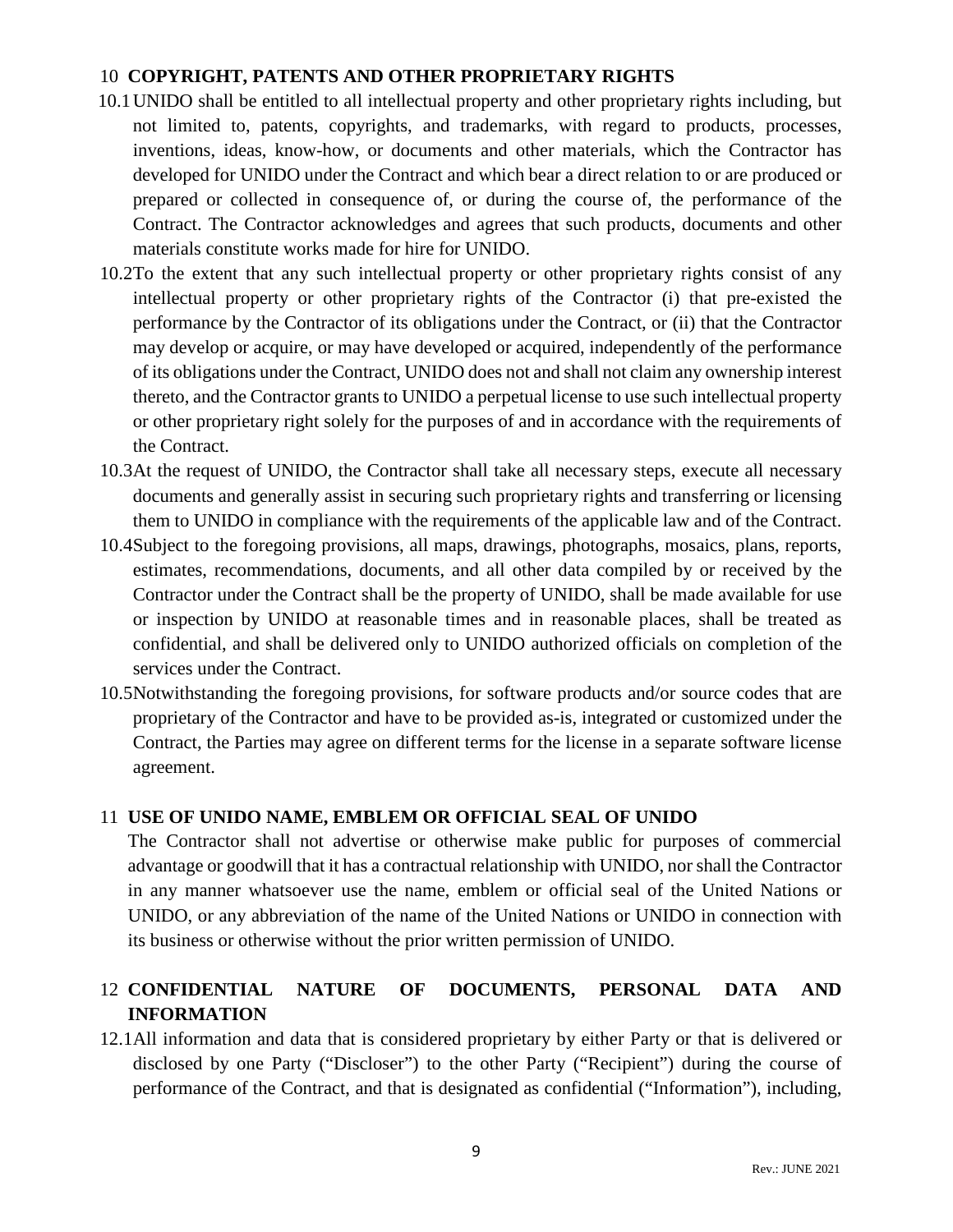## 10 COPYRIGHT, PATENTS AND OTHER PROPRIETARY RIGHTS

10.1 UNIDO shall be entitled to all intellectual property and other proprietary rights including, but not limited to, patents, copyrights, and trademarks, with regard to products, processes, inventions, ideas, know-how, or documents and other materials, which the Contractor has developed for UNIDO under the Contract and which bear a direct relation to or are produced or prepared or collected in consequence of, or during the course of, the performance of the Contract. The Contractor acknowledges and agrees that such products, documents and other materials constitute works made for hire for UNIDO.

10.2 To the extent that any such intellectual property or other proprietary rights consist of any intellectual property or other proprietary rights of the Contractor (i) that pre-existed the performance by the Contractor of its obligations under the Contract, or (ii) that the Contractor may develop or acquire, or may have developed or acquired, independently of the performance of its obligations under the Contract, UNIDO does not and shall not claim any ownership interest thereto, and the Contractor grants to UNIDO a perpetual license to use such intellectual property or other proprietary right solely for the purposes of and in accordance with the requirements of the Contract.

10.3 At the request of UNIDO, the Contractor shall take all necessary steps, execute all necessary documents and generally assist in securing such proprietary rights and transferring or licensing them to UNIDO in compliance with the requirements of the applicable law and of the Contract.

10.4 Subject to the foregoing provisions, all maps, drawings, photographs, mosaics, plans, reports, estimates, recommendations, documents, and all other data compiled by or received by the Contractor under the Contract shall be the property of UNIDO, shall be made available for use or inspection by UNIDO at reasonable times and in reasonable places, shall be treated as confidential, and shall be delivered only to UNIDO authorized officials on completion of the services under the Contract.

10.5 Notwithstanding the foregoing provisions, for software products and/or source codes that are proprietary of the Contractor and have to be provided as-is, integrated or customized under the Contract, the Parties may agree on different terms for the license in a separate software license agreement.

## 11 USE OF UNIDO NAME, EMBLEM OR OFFICIAL SEAL OF UNIDO

The Contractor shall not advertise or otherwise make public for purposes of commercial advantage or goodwill that it has a contractual relationship with UNIDO, nor shall the Contractor in any manner whatsoever use the name, emblem or official seal of the United Nations or UNIDO, or any abbreviation of the name of the United Nations or UNIDO in connection with its business or otherwise without the prior written permission of UNIDO.

## 12 CONFIDENTIAL NATURE OF DOCUMENTS, PERSONAL DATA AND INFORMATION

12.1 All information and data that is considered proprietary by either Party or that is delivered or disclosed by one Party ("Discloser") to the other Party ("Recipient") during the course of performance of the Contract, and that is designated as confidential ("Information"), including,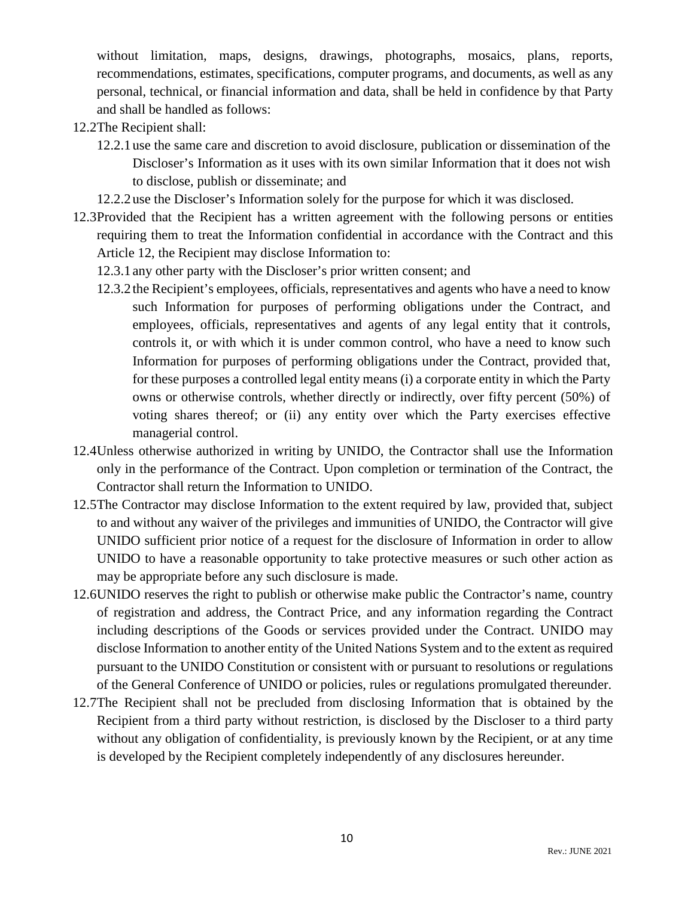without limitation, maps, designs, drawings, photographs, mosaics, plans, reports, recommendations, estimates, specifications, computer programs, and documents, as well as any personal, technical, or financial information and data, shall be held in confidence by that Party and shall be handled as follows:

12.2 The Recipient shall:

- 12.2.1 use the same care and discretion to avoid disclosure, publication or dissemination of the Discloser's Information as it uses with its own similar Information that it does not wish to disclose, publish or disseminate; and
- 12.2.2 use the Discloser's Information solely for the purpose for which it was disclosed.

12.3 Provided that the Recipient has a written agreement with the following persons or entities requiring them to treat the Information confidential in accordance with the Contract and this Article 12, the Recipient may disclose Information to:

- 12.3.1 any other party with the Discloser's prior written consent; and
- 12.3.2 the Recipient's employees, officials, representatives and agents who have a need to know such Information for purposes of performing obligations under the Contract, and employees, officials, representatives and agents of any legal entity that it controls, controls it, or with which it is under common control, who have a need to know such Information for purposes of performing obligations under the Contract, provided that, for these purposes a controlled legal entity means (i) a corporate entity in which the Party owns or otherwise controls, whether directly or indirectly, over fifty percent (50%) of voting shares thereof; or (ii) any entity over which the Party exercises effective managerial control.

12.4 Unless otherwise authorized in writing by UNIDO, the Contractor shall use the Information only in the performance of the Contract. Upon completion or termination of the Contract, the Contractor shall return the Information to UNIDO.

12.5 The Contractor may disclose Information to the extent required by law, provided that, subject to and without any waiver of the privileges and immunities of UNIDO, the Contractor will give UNIDO sufficient prior notice of a request for the disclosure of Information in order to allow UNIDO to have a reasonable opportunity to take protective measures or such other action as may be appropriate before any such disclosure is made.

12.6 UNIDO reserves the right to publish or otherwise make public the Contractor's name, country of registration and address, the Contract Price, and any information regarding the Contract including descriptions of the Goods or services provided under the Contract. UNIDO may disclose Information to another entity of the United Nations System and to the extent as required pursuant to the UNIDO Constitution or consistent with or pursuant to resolutions or regulations of the General Conference of UNIDO or policies, rules or regulations promulgated thereunder.

12.7 The Recipient shall not be precluded from disclosing Information that is obtained by the Recipient from a third party without restriction, is disclosed by the Discloser to a third party without any obligation of confidentiality, is previously known by the Recipient, or at any time is developed by the Recipient completely independently of any disclosures hereunder.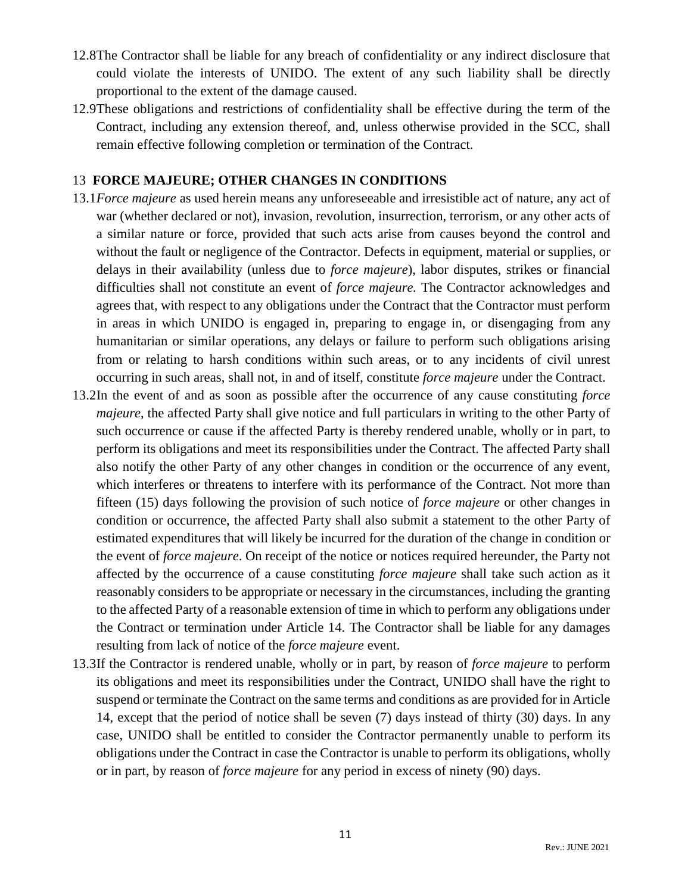12.8 The Contractor shall be liable for any breach of confidentiality or any indirect disclosure that could violate the interests of UNIDO. The extent of any such liability shall be directly proportional to the extent of the damage caused.

12.9 These obligations and restrictions of confidentiality shall be effective during the term of the Contract, including any extension thereof, and, unless otherwise provided in the SCC, shall remain effective following completion or termination of the Contract.

## 13 FORCE MAJEURE; OTHER CHANGES IN CONDITIONS

13.1 *Force majeure* as used herein means any unforeseeable and irresistible act of nature, any act of war (whether declared or not), invasion, revolution, insurrection, terrorism, or any other acts of a similar nature or force, provided that such acts arise from causes beyond the control and without the fault or negligence of the Contractor. Defects in equipment, material or supplies, or delays in their availability (unless due to *force majeure*), labor disputes, strikes or financial difficulties shall not constitute an event of *force majeure.* The Contractor acknowledges and agrees that, with respect to any obligations under the Contract that the Contractor must perform in areas in which UNIDO is engaged in, preparing to engage in, or disengaging from any humanitarian or similar operations, any delays or failure to perform such obligations arising from or relating to harsh conditions within such areas, or to any incidents of civil unrest occurring in such areas, shall not, in and of itself, constitute *force majeure* under the Contract.

13.2 In the event of and as soon as possible after the occurrence of any cause constituting *force majeure*, the affected Party shall give notice and full particulars in writing to the other Party of such occurrence or cause if the affected Party is thereby rendered unable, wholly or in part, to perform its obligations and meet its responsibilities under the Contract. The affected Party shall also notify the other Party of any other changes in condition or the occurrence of any event, which interferes or threatens to interfere with its performance of the Contract. Not more than fifteen (15) days following the provision of such notice of *force majeure* or other changes in condition or occurrence, the affected Party shall also submit a statement to the other Party of estimated expenditures that will likely be incurred for the duration of the change in condition or the event of *force majeure*. On receipt of the notice or notices required hereunder, the Party not affected by the occurrence of a cause constituting *force majeure* shall take such action as it reasonably considers to be appropriate or necessary in the circumstances, including the granting to the affected Party of a reasonable extension of time in which to perform any obligations under the Contract or termination under Article 14. The Contractor shall be liable for any damages resulting from lack of notice of the *force majeure* event.

13.3 If the Contractor is rendered unable, wholly or in part, by reason of *force majeure* to perform its obligations and meet its responsibilities under the Contract, UNIDO shall have the right to suspend or terminate the Contract on the same terms and conditions as are provided for in Article 14, except that the period of notice shall be seven (7) days instead of thirty (30) days. In any case, UNIDO shall be entitled to consider the Contractor permanently unable to perform its obligations under the Contract in case the Contractor is unable to perform its obligations, wholly or in part, by reason of *force majeure* for any period in excess of ninety (90) days.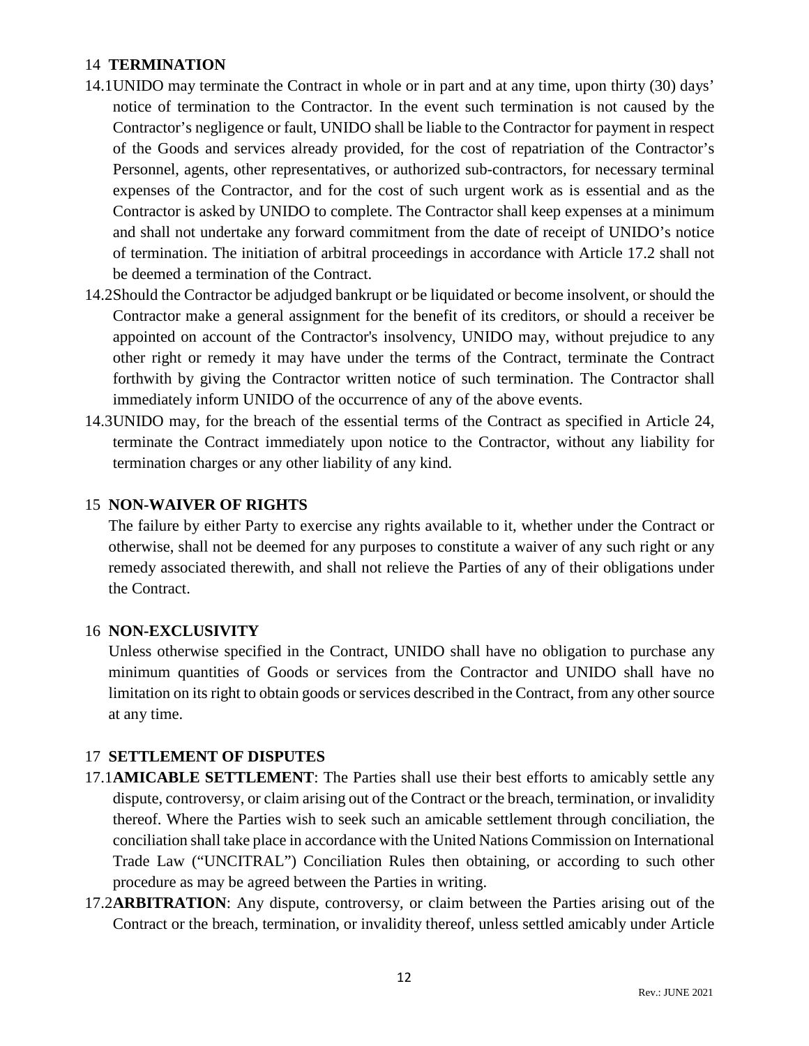## 14 TERMINATION

14.1 UNIDO may terminate the Contract in whole or in part and at any time, upon thirty (30) days' notice of termination to the Contractor. In the event such termination is not caused by the Contractor's negligence or fault, UNIDO shall be liable to the Contractor for payment in respect of the Goods and services already provided, for the cost of repatriation of the Contractor's Personnel, agents, other representatives, or authorized sub-contractors, for necessary terminal expenses of the Contractor, and for the cost of such urgent work as is essential and as the Contractor is asked by UNIDO to complete. The Contractor shall keep expenses at a minimum and shall not undertake any forward commitment from the date of receipt of UNIDO's notice of termination. The initiation of arbitral proceedings in accordance with Article 17.2 shall not be deemed a termination of the Contract.

14.2 Should the Contractor be adjudged bankrupt or be liquidated or become insolvent, or should the Contractor make a general assignment for the benefit of its creditors, or should a receiver be appointed on account of the Contractor's insolvency, UNIDO may, without prejudice to any other right or remedy it may have under the terms of the Contract, terminate the Contract forthwith by giving the Contractor written notice of such termination. The Contractor shall immediately inform UNIDO of the occurrence of any of the above events.

14.3 UNIDO may, for the breach of the essential terms of the Contract as specified in Article 24, terminate the Contract immediately upon notice to the Contractor, without any liability for termination charges or any other liability of any kind.

## 15 NON-WAIVER OF RIGHTS

The failure by either Party to exercise any rights available to it, whether under the Contract or otherwise, shall not be deemed for any purposes to constitute a waiver of any such right or any remedy associated therewith, and shall not relieve the Parties of any of their obligations under the Contract.

## 16 NON-EXCLUSIVITY

Unless otherwise specified in the Contract, UNIDO shall have no obligation to purchase any minimum quantities of Goods or services from the Contractor and UNIDO shall have no limitation on its right to obtain goods or services described in the Contract, from any other source at any time.

## 17 SETTLEMENT OF DISPUTES

17.1 **AMICABLE SETTLEMENT**: The Parties shall use their best efforts to amicably settle any dispute, controversy, or claim arising out of the Contract or the breach, termination, or invalidity thereof. Where the Parties wish to seek such an amicable settlement through conciliation, the conciliation shall take place in accordance with the United Nations Commission on International Trade Law ("UNCITRAL") Conciliation Rules then obtaining, or according to such other procedure as may be agreed between the Parties in writing.

17.2 **ARBITRATION**: Any dispute, controversy, or claim between the Parties arising out of the Contract or the breach, termination, or invalidity thereof, unless settled amicably under Article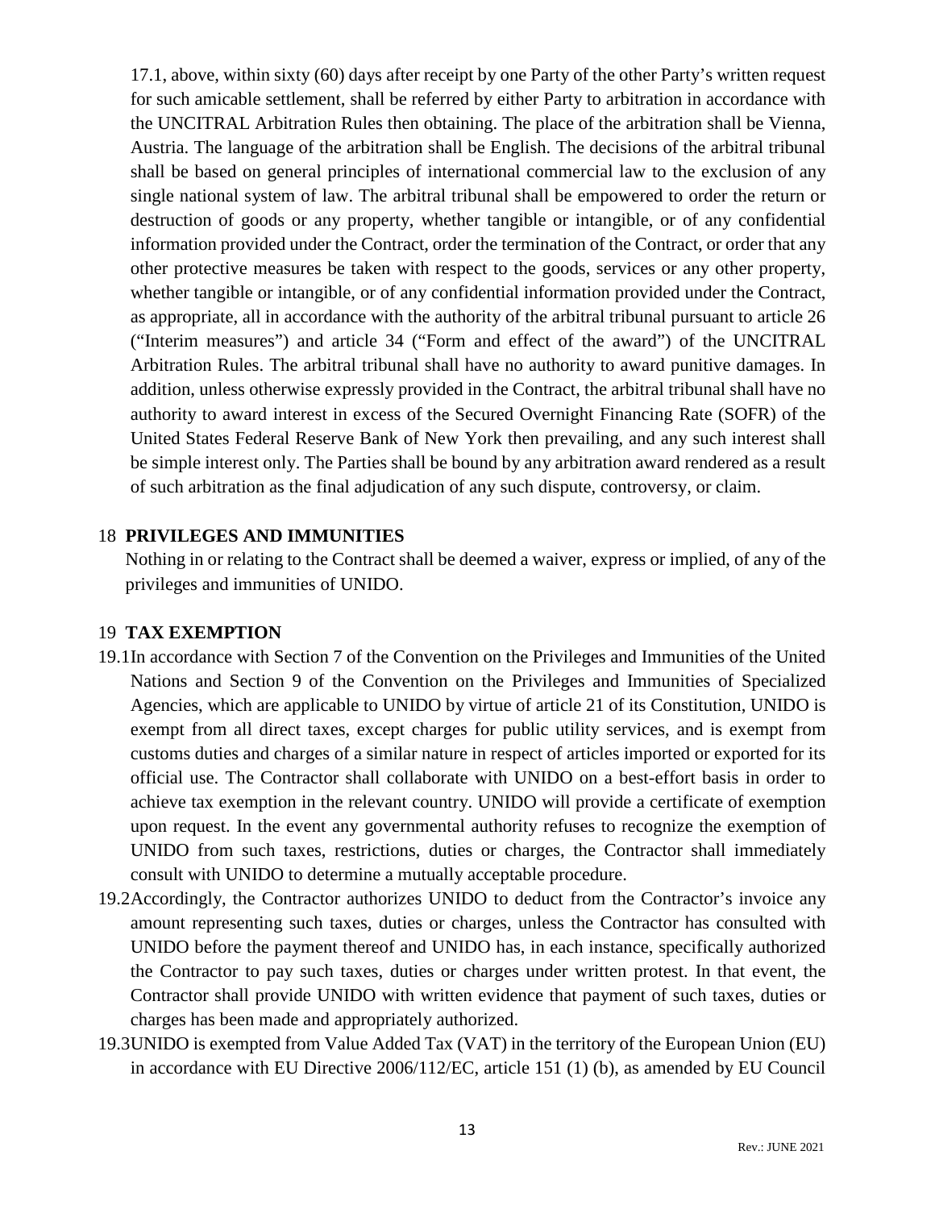17.1, above, within sixty (60) days after receipt by one Party of the other Party's written request for such amicable settlement, shall be referred by either Party to arbitration in accordance with the UNCITRAL Arbitration Rules then obtaining. The place of the arbitration shall be Vienna, Austria. The language of the arbitration shall be English. The decisions of the arbitral tribunal shall be based on general principles of international commercial law to the exclusion of any single national system of law. The arbitral tribunal shall be empowered to order the return or destruction of goods or any property, whether tangible or intangible, or of any confidential information provided under the Contract, order the termination of the Contract, or order that any other protective measures be taken with respect to the goods, services or any other property, whether tangible or intangible, or of any confidential information provided under the Contract, as appropriate, all in accordance with the authority of the arbitral tribunal pursuant to article 26 ("Interim measures") and article 34 ("Form and effect of the award") of the UNCITRAL Arbitration Rules. The arbitral tribunal shall have no authority to award punitive damages. In addition, unless otherwise expressly provided in the Contract, the arbitral tribunal shall have no authority to award interest in excess of the Secured Overnight Financing Rate (SOFR) of the United States Federal Reserve Bank of New York then prevailing, and any such interest shall be simple interest only. The Parties shall be bound by any arbitration award rendered as a result of such arbitration as the final adjudication of any such dispute, controversy, or claim.

## 18 PRIVILEGES AND IMMUNITIES

Nothing in or relating to the Contract shall be deemed a waiver, express or implied, of any of the privileges and immunities of UNIDO.

## 19 TAX EXEMPTION

19.1 In accordance with Section 7 of the Convention on the Privileges and Immunities of the United Nations and Section 9 of the Convention on the Privileges and Immunities of Specialized Agencies, which are applicable to UNIDO by virtue of article 21 of its Constitution, UNIDO is exempt from all direct taxes, except charges for public utility services, and is exempt from customs duties and charges of a similar nature in respect of articles imported or exported for its official use. The Contractor shall collaborate with UNIDO on a best-effort basis in order to achieve tax exemption in the relevant country. UNIDO will provide a certificate of exemption upon request. In the event any governmental authority refuses to recognize the exemption of UNIDO from such taxes, restrictions, duties or charges, the Contractor shall immediately consult with UNIDO to determine a mutually acceptable procedure.

19.2 Accordingly, the Contractor authorizes UNIDO to deduct from the Contractor's invoice any amount representing such taxes, duties or charges, unless the Contractor has consulted with UNIDO before the payment thereof and UNIDO has, in each instance, specifically authorized the Contractor to pay such taxes, duties or charges under written protest. In that event, the Contractor shall provide UNIDO with written evidence that payment of such taxes, duties or charges has been made and appropriately authorized.

19.3 UNIDO is exempted from Value Added Tax (VAT) in the territory of the European Union (EU) in accordance with EU Directive 2006/112/EC, article 151 (1) (b), as amended by EU Council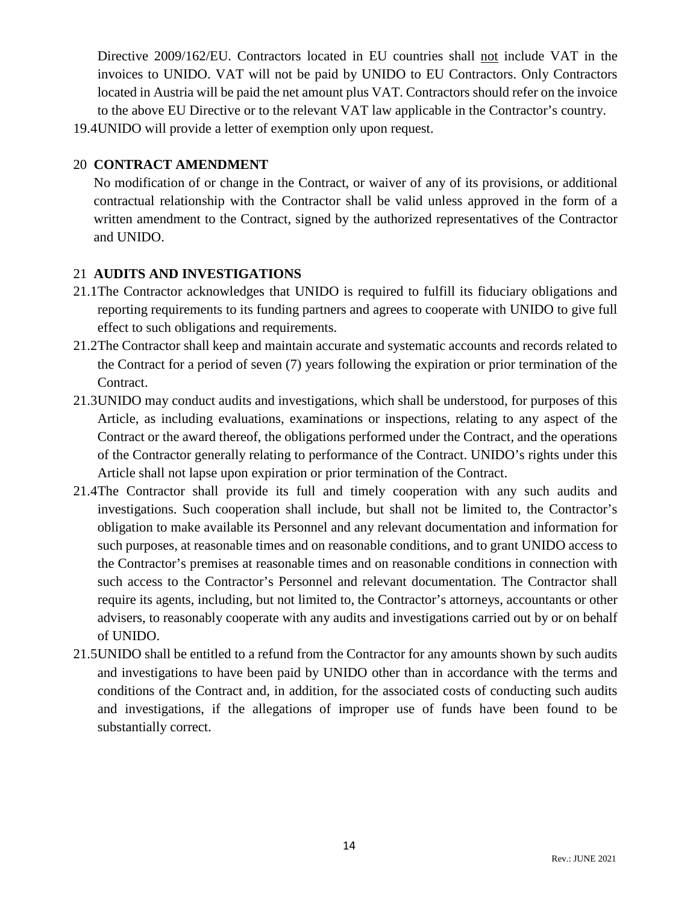Directive 2009/162/EU. Contractors located in EU countries shall not include VAT in the invoices to UNIDO. VAT will not be paid by UNIDO to EU Contractors. Only Contractors located in Austria will be paid the net amount plus VAT. Contractors should refer on the invoice to the above EU Directive or to the relevant VAT law applicable in the Contractor's country.

19.4 UNIDO will provide a letter of exemption only upon request.

## 20 CONTRACT AMENDMENT

No modification of or change in the Contract, or waiver of any of its provisions, or additional contractual relationship with the Contractor shall be valid unless approved in the form of a written amendment to the Contract, signed by the authorized representatives of the Contractor and UNIDO.

## 21 AUDITS AND INVESTIGATIONS

21.1 The Contractor acknowledges that UNIDO is required to fulfill its fiduciary obligations and reporting requirements to its funding partners and agrees to cooperate with UNIDO to give full effect to such obligations and requirements.

21.2 The Contractor shall keep and maintain accurate and systematic accounts and records related to the Contract for a period of seven (7) years following the expiration or prior termination of the Contract.

21.3 UNIDO may conduct audits and investigations, which shall be understood, for purposes of this Article, as including evaluations, examinations or inspections, relating to any aspect of the Contract or the award thereof, the obligations performed under the Contract, and the operations of the Contractor generally relating to performance of the Contract. UNIDO's rights under this Article shall not lapse upon expiration or prior termination of the Contract.

21.4 The Contractor shall provide its full and timely cooperation with any such audits and investigations. Such cooperation shall include, but shall not be limited to, the Contractor's obligation to make available its Personnel and any relevant documentation and information for such purposes, at reasonable times and on reasonable conditions, and to grant UNIDO access to the Contractor's premises at reasonable times and on reasonable conditions in connection with such access to the Contractor's Personnel and relevant documentation. The Contractor shall require its agents, including, but not limited to, the Contractor's attorneys, accountants or other advisers, to reasonably cooperate with any audits and investigations carried out by or on behalf of UNIDO.

21.5 UNIDO shall be entitled to a refund from the Contractor for any amounts shown by such audits and investigations to have been paid by UNIDO other than in accordance with the terms and conditions of the Contract and, in addition, for the associated costs of conducting such audits and investigations, if the allegations of improper use of funds have been found to be substantially correct.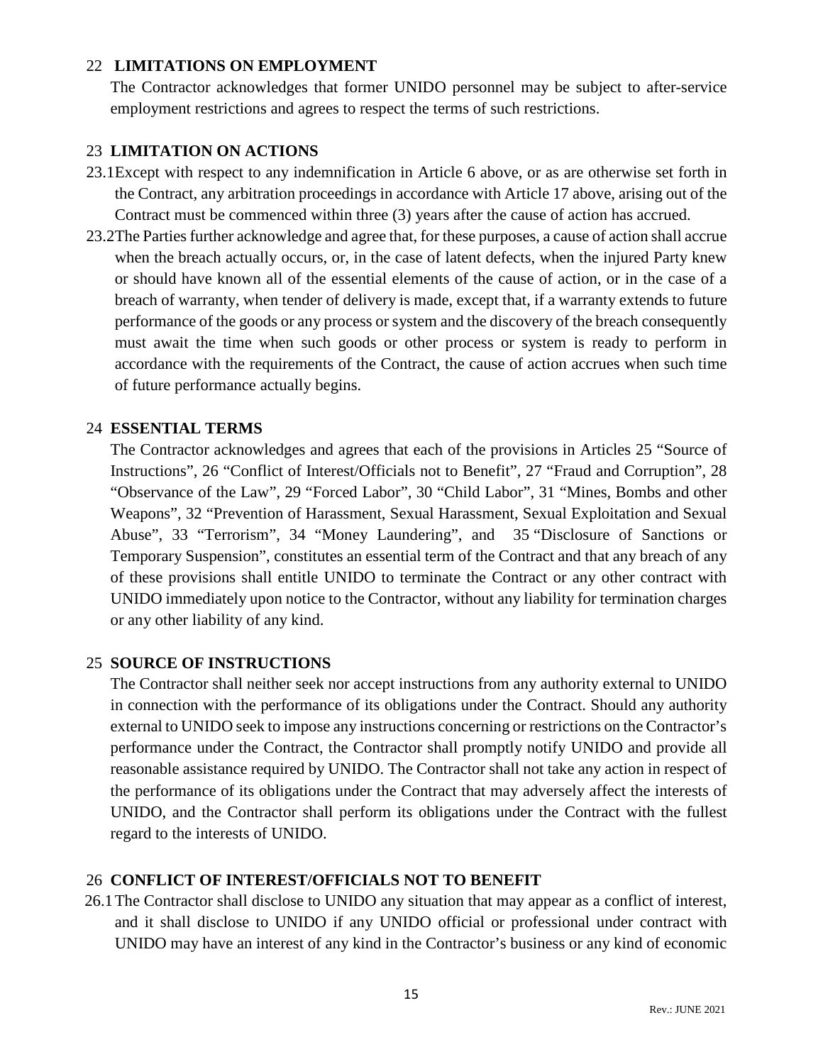## 22 LIMITATIONS ON EMPLOYMENT

The Contractor acknowledges that former UNIDO personnel may be subject to after-service employment restrictions and agrees to respect the terms of such restrictions.

## 23 LIMITATION ON ACTIONS

23.1 Except with respect to any indemnification in Article 6 above, or as are otherwise set forth in the Contract, any arbitration proceedings in accordance with Article 17 above, arising out of the Contract must be commenced within three (3) years after the cause of action has accrued.

23.2 The Parties further acknowledge and agree that, for these purposes, a cause of action shall accrue when the breach actually occurs, or, in the case of latent defects, when the injured Party knew or should have known all of the essential elements of the cause of action, or in the case of a breach of warranty, when tender of delivery is made, except that, if a warranty extends to future performance of the goods or any process or system and the discovery of the breach consequently must await the time when such goods or other process or system is ready to perform in accordance with the requirements of the Contract, the cause of action accrues when such time of future performance actually begins.

## 24 ESSENTIAL TERMS

The Contractor acknowledges and agrees that each of the provisions in Articles 25 "Source of Instructions", 26 "Conflict of Interest/Officials not to Benefit", 27 "Fraud and Corruption", 28 "Observance of the Law", 29 "Forced Labor", 30 "Child Labor", 31 "Mines, Bombs and other Weapons", 32 "Prevention of Harassment, Sexual Harassment, Sexual Exploitation and Sexual Abuse", 33 "Terrorism", 34 "Money Laundering", and 35 "Disclosure of Sanctions or Temporary Suspension", constitutes an essential term of the Contract and that any breach of any of these provisions shall entitle UNIDO to terminate the Contract or any other contract with UNIDO immediately upon notice to the Contractor, without any liability for termination charges or any other liability of any kind.

## 25 SOURCE OF INSTRUCTIONS

The Contractor shall neither seek nor accept instructions from any authority external to UNIDO in connection with the performance of its obligations under the Contract. Should any authority external to UNIDO seek to impose any instructions concerning or restrictions on the Contractor's performance under the Contract, the Contractor shall promptly notify UNIDO and provide all reasonable assistance required by UNIDO. The Contractor shall not take any action in respect of the performance of its obligations under the Contract that may adversely affect the interests of UNIDO, and the Contractor shall perform its obligations under the Contract with the fullest regard to the interests of UNIDO.

## 26 CONFLICT OF INTEREST/OFFICIALS NOT TO BENEFIT

26.1 The Contractor shall disclose to UNIDO any situation that may appear as a conflict of interest, and it shall disclose to UNIDO if any UNIDO official or professional under contract with UNIDO may have an interest of any kind in the Contractor's business or any kind of economic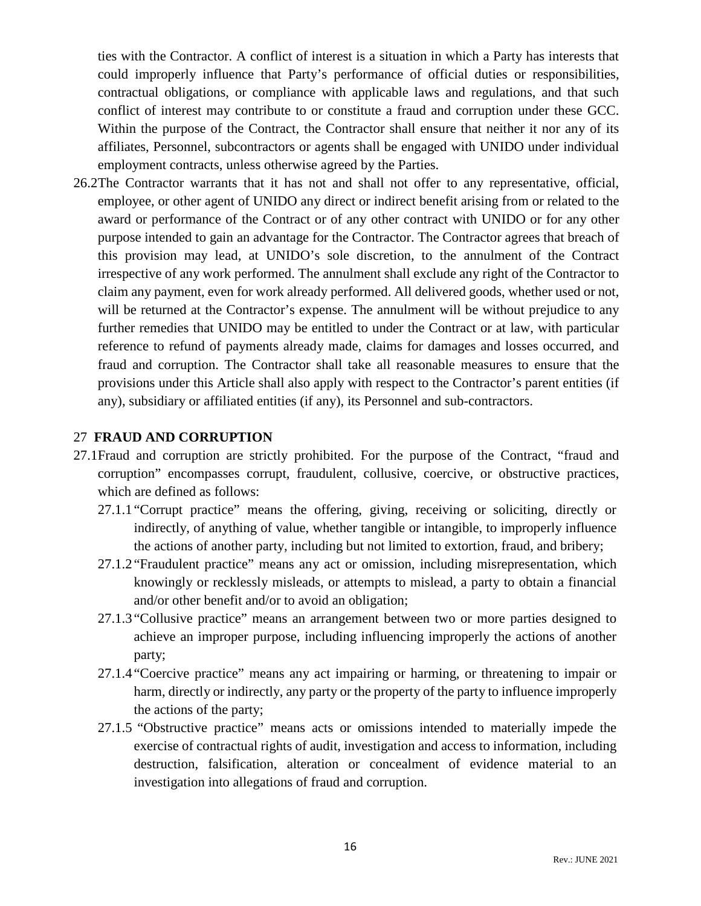ties with the Contractor. A conflict of interest is a situation in which a Party has interests that could improperly influence that Party's performance of official duties or responsibilities, contractual obligations, or compliance with applicable laws and regulations, and that such conflict of interest may contribute to or constitute a fraud and corruption under these GCC. Within the purpose of the Contract, the Contractor shall ensure that neither it nor any of its affiliates, Personnel, subcontractors or agents shall be engaged with UNIDO under individual employment contracts, unless otherwise agreed by the Parties.

26.2 The Contractor warrants that it has not and shall not offer to any representative, official, employee, or other agent of UNIDO any direct or indirect benefit arising from or related to the award or performance of the Contract or of any other contract with UNIDO or for any other purpose intended to gain an advantage for the Contractor. The Contractor agrees that breach of this provision may lead, at UNIDO's sole discretion, to the annulment of the Contract irrespective of any work performed. The annulment shall exclude any right of the Contractor to claim any payment, even for work already performed. All delivered goods, whether used or not, will be returned at the Contractor's expense. The annulment will be without prejudice to any further remedies that UNIDO may be entitled to under the Contract or at law, with particular reference to refund of payments already made, claims for damages and losses occurred, and fraud and corruption. The Contractor shall take all reasonable measures to ensure that the provisions under this Article shall also apply with respect to the Contractor's parent entities (if any), subsidiary or affiliated entities (if any), its Personnel and sub-contractors.

## 27 FRAUD AND CORRUPTION

27.1 Fraud and corruption are strictly prohibited. For the purpose of the Contract, "fraud and corruption" encompasses corrupt, fraudulent, collusive, coercive, or obstructive practices, which are defined as follows:

27.1.1 "Corrupt practice" means the offering, giving, receiving or soliciting, directly or indirectly, of anything of value, whether tangible or intangible, to improperly influence the actions of another party, including but not limited to extortion, fraud, and bribery;

27.1.2 "Fraudulent practice" means any act or omission, including misrepresentation, which knowingly or recklessly misleads, or attempts to mislead, a party to obtain a financial and/or other benefit and/or to avoid an obligation;

27.1.3 "Collusive practice" means an arrangement between two or more parties designed to achieve an improper purpose, including influencing improperly the actions of another party;

27.1.4 "Coercive practice" means any act impairing or harming, or threatening to impair or harm, directly or indirectly, any party or the property of the party to influence improperly the actions of the party;

27.1.5 "Obstructive practice" means acts or omissions intended to materially impede the exercise of contractual rights of audit, investigation and access to information, including destruction, falsification, alteration or concealment of evidence material to an investigation into allegations of fraud and corruption.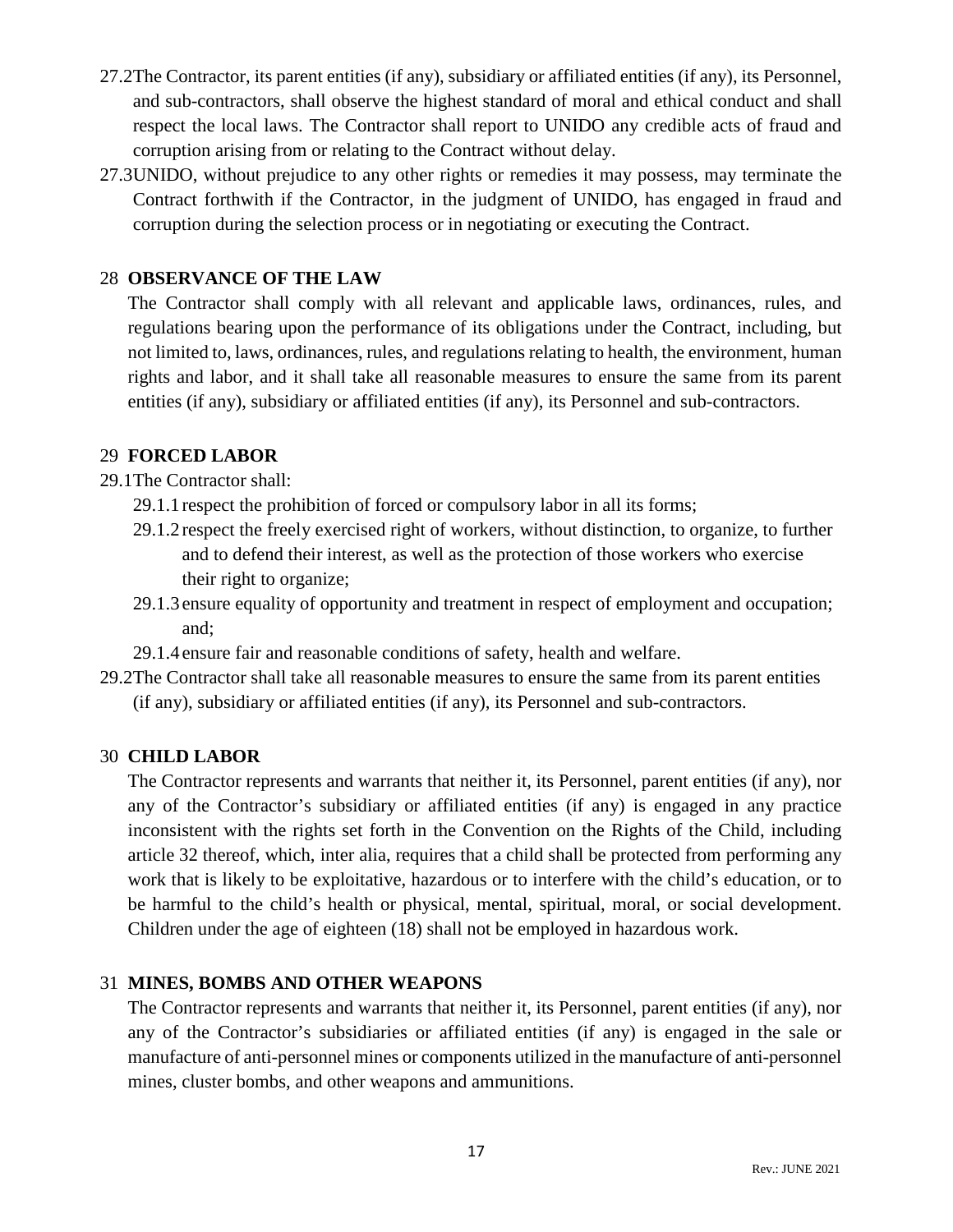27.2 The Contractor, its parent entities (if any), subsidiary or affiliated entities (if any), its Personnel, and sub-contractors, shall observe the highest standard of moral and ethical conduct and shall respect the local laws. The Contractor shall report to UNIDO any credible acts of fraud and corruption arising from or relating to the Contract without delay.

27.3 UNIDO, without prejudice to any other rights or remedies it may possess, may terminate the Contract forthwith if the Contractor, in the judgment of UNIDO, has engaged in fraud and corruption during the selection process or in negotiating or executing the Contract.

## 28 OBSERVANCE OF THE LAW

The Contractor shall comply with all relevant and applicable laws, ordinances, rules, and regulations bearing upon the performance of its obligations under the Contract, including, but not limited to, laws, ordinances, rules, and regulations relating to health, the environment, human rights and labor, and it shall take all reasonable measures to ensure the same from its parent entities (if any), subsidiary or affiliated entities (if any), its Personnel and sub-contractors.

## 29 FORCED LABOR

29.1 The Contractor shall:

- 29.1.1 respect the prohibition of forced or compulsory labor in all its forms;
- 29.1.2 respect the freely exercised right of workers, without distinction, to organize, to further and to defend their interest, as well as the protection of those workers who exercise their right to organize;
- 29.1.3 ensure equality of opportunity and treatment in respect of employment and occupation; and;
- 29.1.4 ensure fair and reasonable conditions of safety, health and welfare.

29.2 The Contractor shall take all reasonable measures to ensure the same from its parent entities (if any), subsidiary or affiliated entities (if any), its Personnel and sub-contractors.

## 30 CHILD LABOR

The Contractor represents and warrants that neither it, its Personnel, parent entities (if any), nor any of the Contractor's subsidiary or affiliated entities (if any) is engaged in any practice inconsistent with the rights set forth in the Convention on the Rights of the Child, including article 32 thereof, which, inter alia, requires that a child shall be protected from performing any work that is likely to be exploitative, hazardous or to interfere with the child's education, or to be harmful to the child's health or physical, mental, spiritual, moral, or social development. Children under the age of eighteen (18) shall not be employed in hazardous work.

## 31 MINES, BOMBS AND OTHER WEAPONS

The Contractor represents and warrants that neither it, its Personnel, parent entities (if any), nor any of the Contractor's subsidiaries or affiliated entities (if any) is engaged in the sale or manufacture of anti-personnel mines or components utilized in the manufacture of anti-personnel mines, cluster bombs, and other weapons and ammunitions.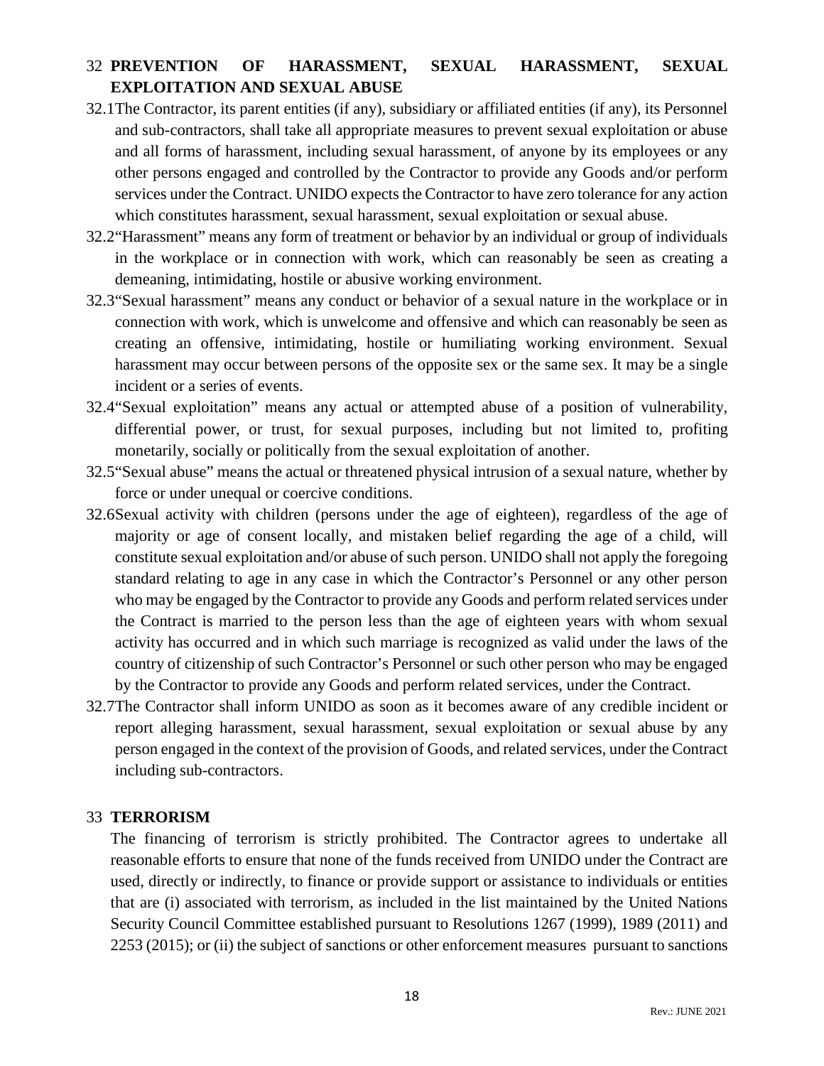## 32 PREVENTION OF HARASSMENT, SEXUAL HARASSMENT, SEXUAL EXPLOITATION AND SEXUAL ABUSE

32.1 The Contractor, its parent entities (if any), subsidiary or affiliated entities (if any), its Personnel and sub-contractors, shall take all appropriate measures to prevent sexual exploitation or abuse and all forms of harassment, including sexual harassment, of anyone by its employees or any other persons engaged and controlled by the Contractor to provide any Goods and/or perform services under the Contract. UNIDO expects the Contractor to have zero tolerance for any action which constitutes harassment, sexual harassment, sexual exploitation or sexual abuse.

32.2 "Harassment" means any form of treatment or behavior by an individual or group of individuals in the workplace or in connection with work, which can reasonably be seen as creating a demeaning, intimidating, hostile or abusive working environment.

32.3 "Sexual harassment" means any conduct or behavior of a sexual nature in the workplace or in connection with work, which is unwelcome and offensive and which can reasonably be seen as creating an offensive, intimidating, hostile or humiliating working environment. Sexual harassment may occur between persons of the opposite sex or the same sex. It may be a single incident or a series of events.

32.4 "Sexual exploitation" means any actual or attempted abuse of a position of vulnerability, differential power, or trust, for sexual purposes, including but not limited to, profiting monetarily, socially or politically from the sexual exploitation of another.

32.5 "Sexual abuse" means the actual or threatened physical intrusion of a sexual nature, whether by force or under unequal or coercive conditions.

32.6 Sexual activity with children (persons under the age of eighteen), regardless of the age of majority or age of consent locally, and mistaken belief regarding the age of a child, will constitute sexual exploitation and/or abuse of such person. UNIDO shall not apply the foregoing standard relating to age in any case in which the Contractor's Personnel or any other person who may be engaged by the Contractor to provide any Goods and perform related services under the Contract is married to the person less than the age of eighteen years with whom sexual activity has occurred and in which such marriage is recognized as valid under the laws of the country of citizenship of such Contractor's Personnel or such other person who may be engaged by the Contractor to provide any Goods and perform related services, under the Contract.

32.7 The Contractor shall inform UNIDO as soon as it becomes aware of any credible incident or report alleging harassment, sexual harassment, sexual exploitation or sexual abuse by any person engaged in the context of the provision of Goods, and related services, under the Contract including sub-contractors.

## 33 TERRORISM

The financing of terrorism is strictly prohibited. The Contractor agrees to undertake all reasonable efforts to ensure that none of the funds received from UNIDO under the Contract are used, directly or indirectly, to finance or provide support or assistance to individuals or entities that are (i) associated with terrorism, as included in the list maintained by the United Nations Security Council Committee established pursuant to Resolutions 1267 (1999), 1989 (2011) and 2253 (2015); or (ii) the subject of sanctions or other enforcement measures pursuant to sanctions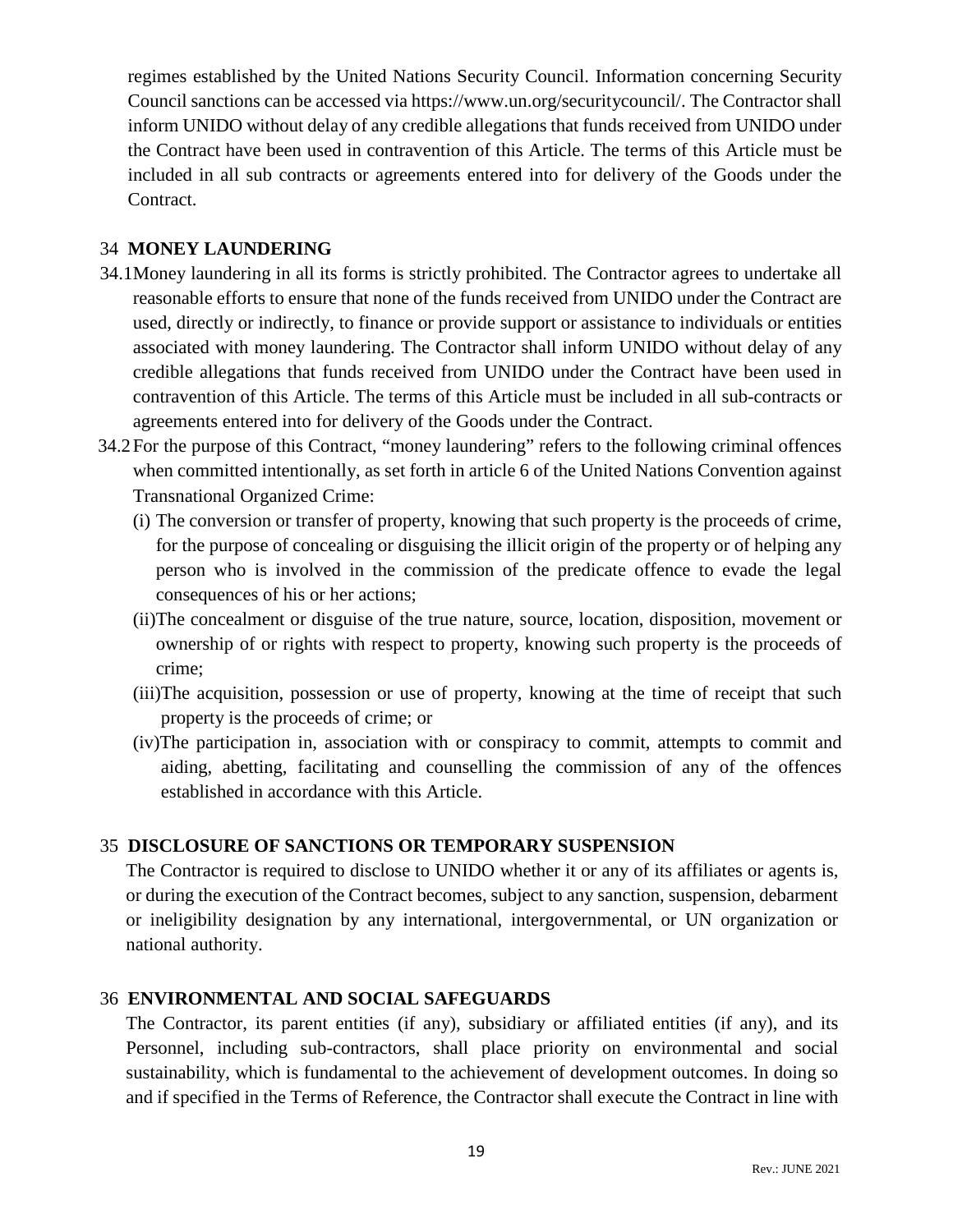regimes established by the United Nations Security Council. Information concerning Security Council sanctions can be accessed via https://www.un.org/securitycouncil/. The Contractor shall inform UNIDO without delay of any credible allegations that funds received from UNIDO under the Contract have been used in contravention of this Article. The terms of this Article must be included in all sub contracts or agreements entered into for delivery of the Goods under the Contract.

## 34 MONEY LAUNDERING

34.1 Money laundering in all its forms is strictly prohibited. The Contractor agrees to undertake all reasonable efforts to ensure that none of the funds received from UNIDO under the Contract are used, directly or indirectly, to finance or provide support or assistance to individuals or entities associated with money laundering. The Contractor shall inform UNIDO without delay of any credible allegations that funds received from UNIDO under the Contract have been used in contravention of this Article. The terms of this Article must be included in all sub-contracts or agreements entered into for delivery of the Goods under the Contract.

34.2 For the purpose of this Contract, "money laundering" refers to the following criminal offences when committed intentionally, as set forth in article 6 of the United Nations Convention against Transnational Organized Crime:

(i) The conversion or transfer of property, knowing that such property is the proceeds of crime, for the purpose of concealing or disguising the illicit origin of the property or of helping any person who is involved in the commission of the predicate offence to evade the legal consequences of his or her actions;

(ii) The concealment or disguise of the true nature, source, location, disposition, movement or ownership of or rights with respect to property, knowing such property is the proceeds of crime;

(iii) The acquisition, possession or use of property, knowing at the time of receipt that such property is the proceeds of crime; or

(iv) The participation in, association with or conspiracy to commit, attempts to commit and aiding, abetting, facilitating and counselling the commission of any of the offences established in accordance with this Article.

## 35 DISCLOSURE OF SANCTIONS OR TEMPORARY SUSPENSION

The Contractor is required to disclose to UNIDO whether it or any of its affiliates or agents is, or during the execution of the Contract becomes, subject to any sanction, suspension, debarment or ineligibility designation by any international, intergovernmental, or UN organization or national authority.

## 36 ENVIRONMENTAL AND SOCIAL SAFEGUARDS

The Contractor, its parent entities (if any), subsidiary or affiliated entities (if any), and its Personnel, including sub-contractors, shall place priority on environmental and social sustainability, which is fundamental to the achievement of development outcomes. In doing so and if specified in the Terms of Reference, the Contractor shall execute the Contract in line with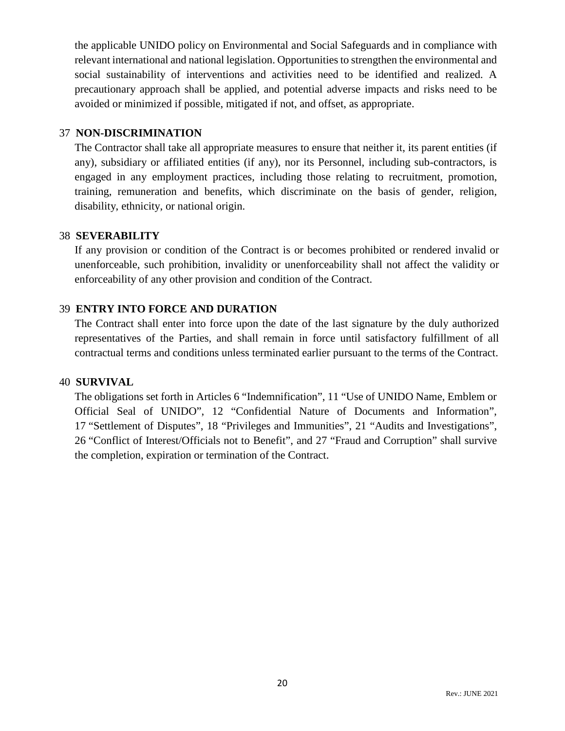the applicable UNIDO policy on Environmental and Social Safeguards and in compliance with relevant international and national legislation. Opportunities to strengthen the environmental and social sustainability of interventions and activities need to be identified and realized. A precautionary approach shall be applied, and potential adverse impacts and risks need to be avoided or minimized if possible, mitigated if not, and offset, as appropriate.

## 37 NON-DISCRIMINATION

The Contractor shall take all appropriate measures to ensure that neither it, its parent entities (if any), subsidiary or affiliated entities (if any), nor its Personnel, including sub-contractors, is engaged in any employment practices, including those relating to recruitment, promotion, training, remuneration and benefits, which discriminate on the basis of gender, religion, disability, ethnicity, or national origin.

## 38 SEVERABILITY

If any provision or condition of the Contract is or becomes prohibited or rendered invalid or unenforceable, such prohibition, invalidity or unenforceability shall not affect the validity or enforceability of any other provision and condition of the Contract.

## 39 ENTRY INTO FORCE AND DURATION

The Contract shall enter into force upon the date of the last signature by the duly authorized representatives of the Parties, and shall remain in force until satisfactory fulfillment of all contractual terms and conditions unless terminated earlier pursuant to the terms of the Contract.

## 40 SURVIVAL

The obligations set forth in Articles 6 "Indemnification", 11 "Use of UNIDO Name, Emblem or Official Seal of UNIDO", 12 "Confidential Nature of Documents and Information", 17 "Settlement of Disputes", 18 "Privileges and Immunities", 21 "Audits and Investigations", 26 "Conflict of Interest/Officials not to Benefit", and 27 "Fraud and Corruption" shall survive the completion, expiration or termination of the Contract.